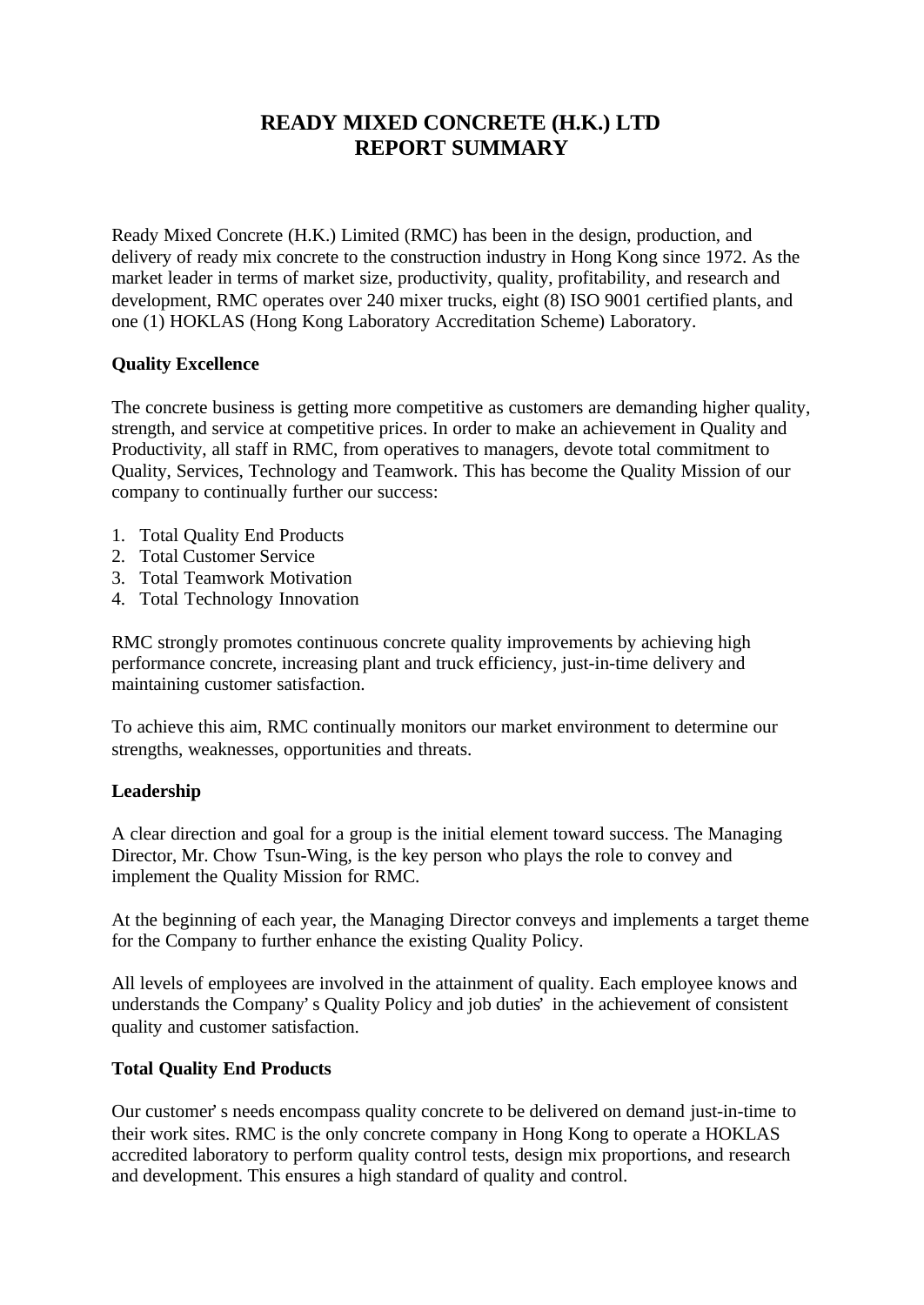# READY MIXED CONCRETE (H.K.) LTD
# REPORT SUMMARY

Ready Mixed Concrete (H.K.) Limited (RMC) has been in the design, production, and delivery of ready mix concrete to the construction industry in Hong Kong since 1972. As the market leader in terms of market size, productivity, quality, profitability, and research and development, RMC operates over 240 mixer trucks, eight (8) ISO 9001 certified plants, and one (1) HOKLAS (Hong Kong Laboratory Accreditation Scheme) Laboratory.

**Quality Excellence**

The concrete business is getting more competitive as customers are demanding higher quality, strength, and service at competitive prices. In order to make an achievement in Quality and Productivity, all staff in RMC, from operatives to managers, devote total commitment to Quality, Services, Technology and Teamwork. This has become the Quality Mission of our company to continually further our success:

1. Total Quality End Products
2. Total Customer Service
3. Total Teamwork Motivation
4. Total Technology Innovation

RMC strongly promotes continuous concrete quality improvements by achieving high performance concrete, increasing plant and truck efficiency, just-in-time delivery and maintaining customer satisfaction.

To achieve this aim, RMC continually monitors our market environment to determine our strengths, weaknesses, opportunities and threats.

**Leadership**

A clear direction and goal for a group is the initial element toward success. The Managing Director, Mr. Chow Tsun-Wing, is the key person who plays the role to convey and implement the Quality Mission for RMC.

At the beginning of each year, the Managing Director conveys and implements a target theme for the Company to further enhance the existing Quality Policy.

All levels of employees are involved in the attainment of quality. Each employee knows and understands the Company's Quality Policy and job duties' in the achievement of consistent quality and customer satisfaction.

**Total Quality End Products**

Our customer's needs encompass quality concrete to be delivered on demand just-in-time to their work sites. RMC is the only concrete company in Hong Kong to operate a HOKLAS accredited laboratory to perform quality control tests, design mix proportions, and research and development. This ensures a high standard of quality and control.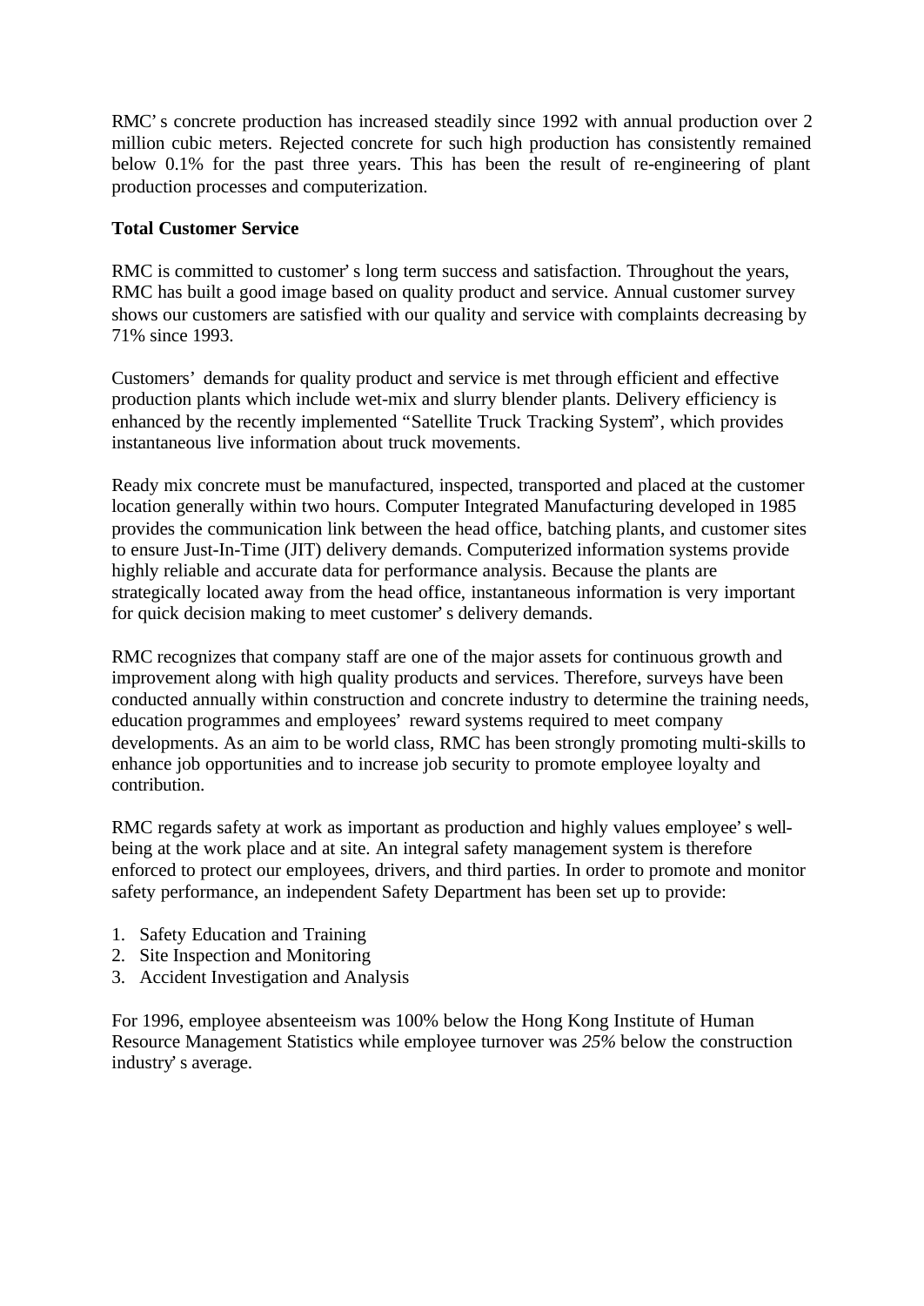RMC's concrete production has increased steadily since 1992 with annual production over 2 million cubic meters. Rejected concrete for such high production has consistently remained below 0.1% for the past three years. This has been the result of re-engineering of plant production processes and computerization.

**Total Customer Service**

RMC is committed to customer's long term success and satisfaction. Throughout the years, RMC has built a good image based on quality product and service. Annual customer survey shows our customers are satisfied with our quality and service with complaints decreasing by 71% since 1993.

Customers' demands for quality product and service is met through efficient and effective production plants which include wet-mix and slurry blender plants. Delivery efficiency is enhanced by the recently implemented "Satellite Truck Tracking System", which provides instantaneous live information about truck movements.

Ready mix concrete must be manufactured, inspected, transported and placed at the customer location generally within two hours. Computer Integrated Manufacturing developed in 1985 provides the communication link between the head office, batching plants, and customer sites to ensure Just-In-Time (JIT) delivery demands. Computerized information systems provide highly reliable and accurate data for performance analysis. Because the plants are strategically located away from the head office, instantaneous information is very important for quick decision making to meet customer's delivery demands.

RMC recognizes that company staff are one of the major assets for continuous growth and improvement along with high quality products and services. Therefore, surveys have been conducted annually within construction and concrete industry to determine the training needs, education programmes and employees' reward systems required to meet company developments. As an aim to be world class, RMC has been strongly promoting multi-skills to enhance job opportunities and to increase job security to promote employee loyalty and contribution.

RMC regards safety at work as important as production and highly values employee's well-being at the work place and at site. An integral safety management system is therefore enforced to protect our employees, drivers, and third parties. In order to promote and monitor safety performance, an independent Safety Department has been set up to provide:

1. Safety Education and Training
2. Site Inspection and Monitoring
3. Accident Investigation and Analysis

For 1996, employee absenteeism was 100% below the Hong Kong Institute of Human Resource Management Statistics while employee turnover was *25%* below the construction industry's average.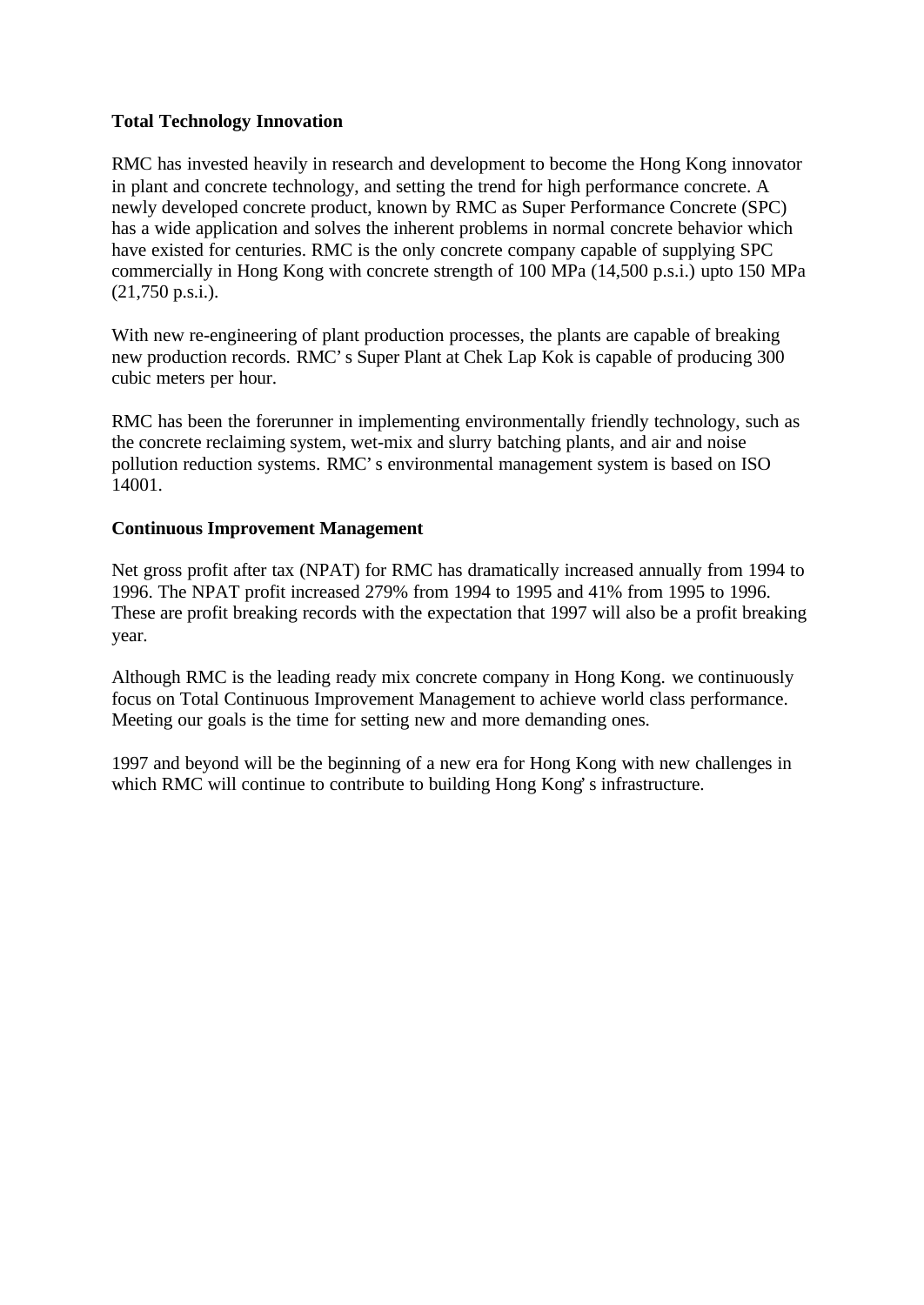**Total Technology Innovation**

RMC has invested heavily in research and development to become the Hong Kong innovator in plant and concrete technology, and setting the trend for high performance concrete. A newly developed concrete product, known by RMC as Super Performance Concrete (SPC) has a wide application and solves the inherent problems in normal concrete behavior which have existed for centuries. RMC is the only concrete company capable of supplying SPC commercially in Hong Kong with concrete strength of 100 MPa (14,500 p.s.i.) upto 150 MPa (21,750 p.s.i.).

With new re-engineering of plant production processes, the plants are capable of breaking new production records. RMC's Super Plant at Chek Lap Kok is capable of producing 300 cubic meters per hour.

RMC has been the forerunner in implementing environmentally friendly technology, such as the concrete reclaiming system, wet-mix and slurry batching plants, and air and noise pollution reduction systems. RMC's environmental management system is based on ISO 14001.

**Continuous Improvement Management**

Net gross profit after tax (NPAT) for RMC has dramatically increased annually from 1994 to 1996. The NPAT profit increased 279% from 1994 to 1995 and 41% from 1995 to 1996. These are profit breaking records with the expectation that 1997 will also be a profit breaking year.

Although RMC is the leading ready mix concrete company in Hong Kong. we continuously focus on Total Continuous Improvement Management to achieve world class performance. Meeting our goals is the time for setting new and more demanding ones.

1997 and beyond will be the beginning of a new era for Hong Kong with new challenges in which RMC will continue to contribute to building Hong Kong's infrastructure.